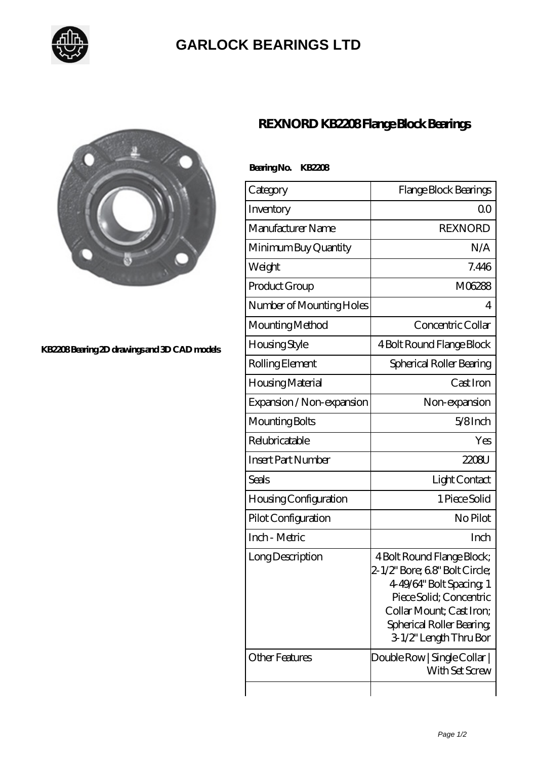# GARLOCK BEARINGS LTD

KB2208 Bearing 2D drawings and 3D CAD models

## REXNORD KB2208 Flange Block Bearings

**Bearing No. KB2208**

| Category | Flange Block Bearings |
|---|---|
| Inventory | 0.0 |
| Manufacturer Name | REXNORD |
| Minimum Buy Quantity | N/A |
| Weight | 7.446 |
| Product Group | M06288 |
| Number of Mounting Holes | 4 |
| Mounting Method | Concentric Collar |
| Housing Style | 4 Bolt Round Flange Block |
| Rolling Element | Spherical Roller Bearing |
| Housing Material | Cast Iron |
| Expansion / Non-expansion | Non-expansion |
| Mounting Bolts | 5/8 Inch |
| Relubricatable | Yes |
| Insert Part Number | 2208U |
| Seals | Light Contact |
| Housing Configuration | 1 Piece Solid |
| Pilot Configuration | No Pilot |
| Inch - Metric | Inch |
| Long Description | 4 Bolt Round Flange Block; 2-1/2" Bore; 6.8" Bolt Circle; 4-49/64" Bolt Spacing; 1 Piece Solid; Concentric Collar Mount; Cast Iron; Spherical Roller Bearing; 3-1/2" Length Thru Bor |
| Other Features | Double Row \| Single Collar \| With Set Screw |
| | |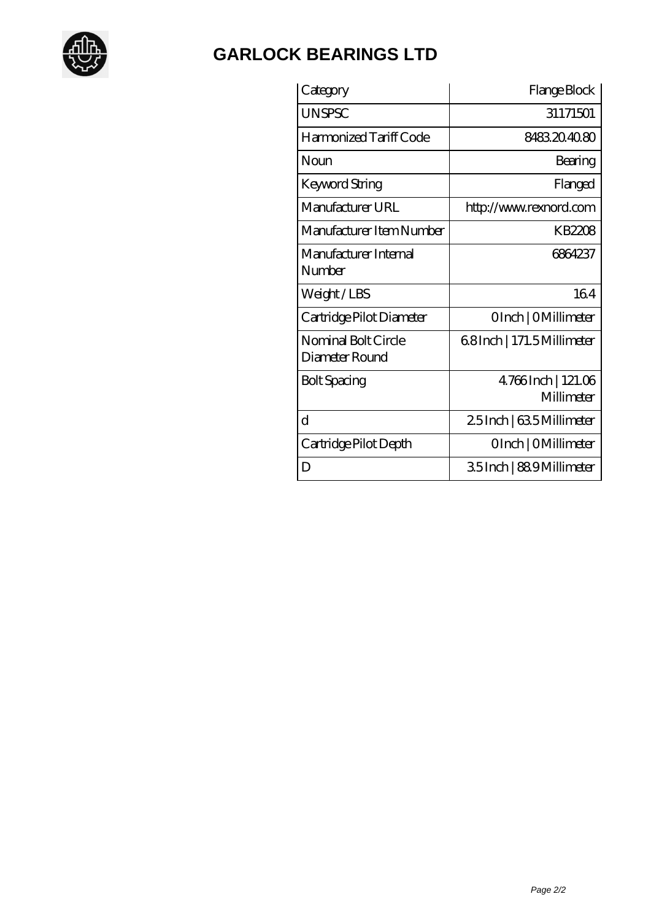## GARLOCK BEARINGS LTD

| | |
|---|---|
| Category | Flange Block |
| UNSPSC | 31171501 |
| Harmonized Tariff Code | 8483.20.40.80 |
| Noun | Bearing |
| Keyword String | Flanged |
| Manufacturer URL | http://www.rexnord.com |
| Manufacturer Item Number | KB2208 |
| Manufacturer Internal Number | 6864237 |
| Weight / LBS | 16.4 |
| Cartridge Pilot Diameter | 0 Inch \| 0 Millimeter |
| Nominal Bolt Circle Diameter Round | 6.8 Inch \| 171.5 Millimeter |
| Bolt Spacing | 4.766 Inch \| 121.06 Millimeter |
| d | 2.5 Inch \| 63.5 Millimeter |
| Cartridge Pilot Depth | 0 Inch \| 0 Millimeter |
| D | 3.5 Inch \| 88.9 Millimeter |